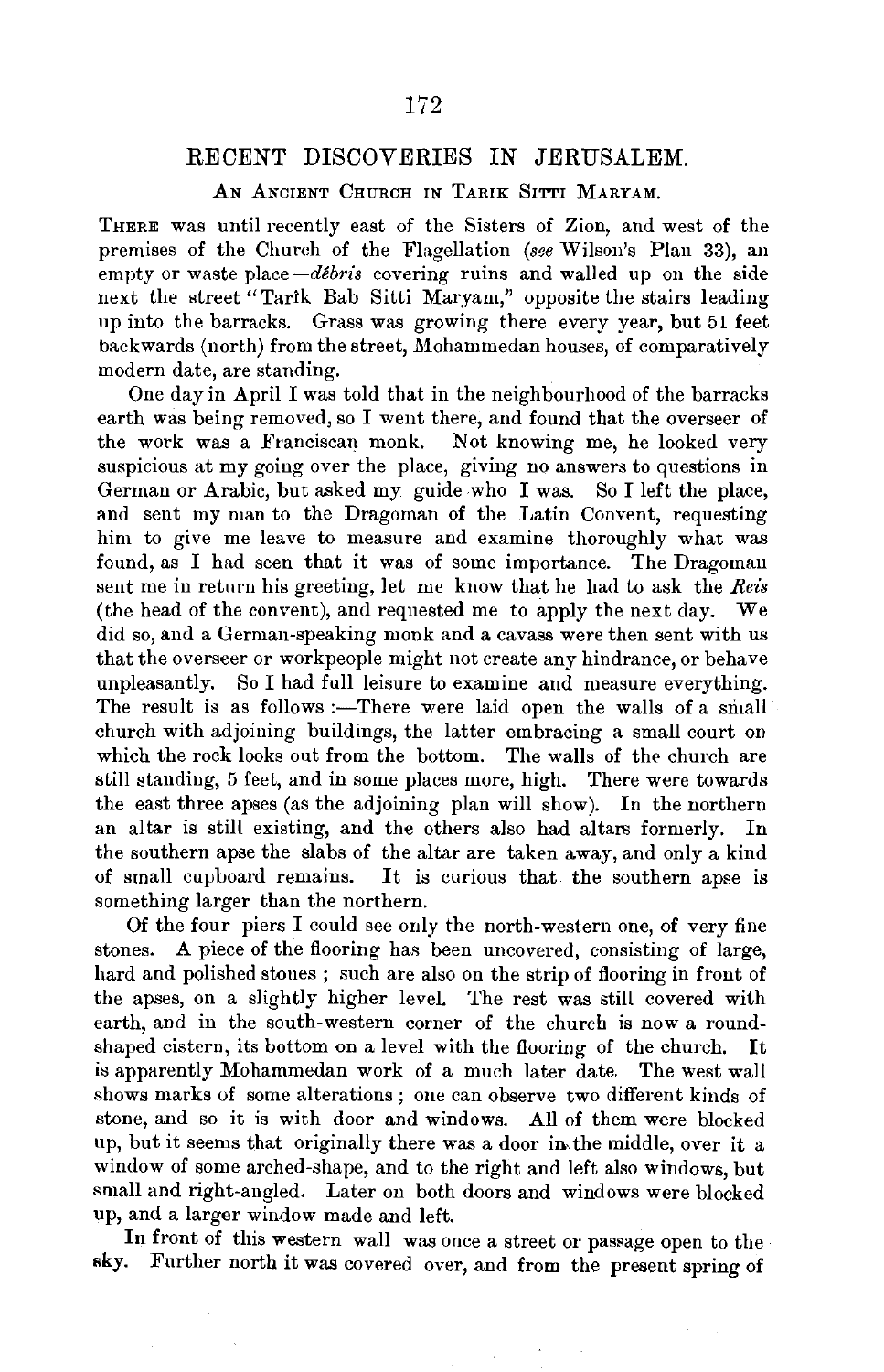# RECENT DISCOVERIES IN JERUSALEM.

## An Ancient Church in Tarik Sitti Maryam.

There was until recently east of the Sisters of Zion, and west of the premises of the Church of the Flagellation (*see* Wilson's Plan 33), an empty or waste place—*dêbris* covering ruins and walled up on the side next the street "Tarîk Bab Sitti Maryam," opposite the stairs leading up into the barracks. Grass was growing there every year, but 51 feet backwards (north) from the street, Mohammedan houses, of comparatively modern date, are standing.

One day in April I was told that in the neighbourhood of the barracks earth was being removed, so I went there, and found that the overseer of the work was a Franciscan monk. Not knowing me, he looked very suspicious at my going over the place, giving no answers to questions in German or Arabic, but asked my guide who I was. So I left the place, and sent my man to the Dragoman of the Latin Convent, requesting him to give me leave to measure and examine thoroughly what was found, as I had seen that it was of some importance. The Dragoman sent me in return his greeting, let me know that he had to ask the *Reis* (the head of the convent), and requested me to apply the next day. We did so, and a German-speaking monk and a cavass were then sent with us that the overseer or workpeople might not create any hindrance, or behave unpleasantly. So I had full leisure to examine and measure everything. The result is as follows:—There were laid open the walls of a small church with adjoining buildings, the latter embracing a small court on which the rock looks out from the bottom. The walls of the church are still standing, 5 feet, and in some places more, high. There were towards the east three apses (as the adjoining plan will show). In the northern an altar is still existing, and the others also had altars formerly. In the southern apse the slabs of the altar are taken away, and only a kind of small cupboard remains. It is curious that the southern apse is something larger than the northern.

Of the four piers I could see only the north-western one, of very fine stones. A piece of the flooring has been uncovered, consisting of large, hard and polished stones; such are also on the strip of flooring in front of the apses, on a slightly higher level. The rest was still covered with earth, and in the south-western corner of the church is now a round-shaped cistern, its bottom on a level with the flooring of the church. It is apparently Mohammedan work of a much later date. The west wall shows marks of some alterations; one can observe two different kinds of stone, and so it is with door and windows. All of them were blocked up, but it seems that originally there was a door in the middle, over it a window of some arched-shape, and to the right and left also windows, but small and right-angled. Later on both doors and windows were blocked up, and a larger window made and left.

In front of this western wall was once a street or passage open to the sky. Further north it was covered over, and from the present spring of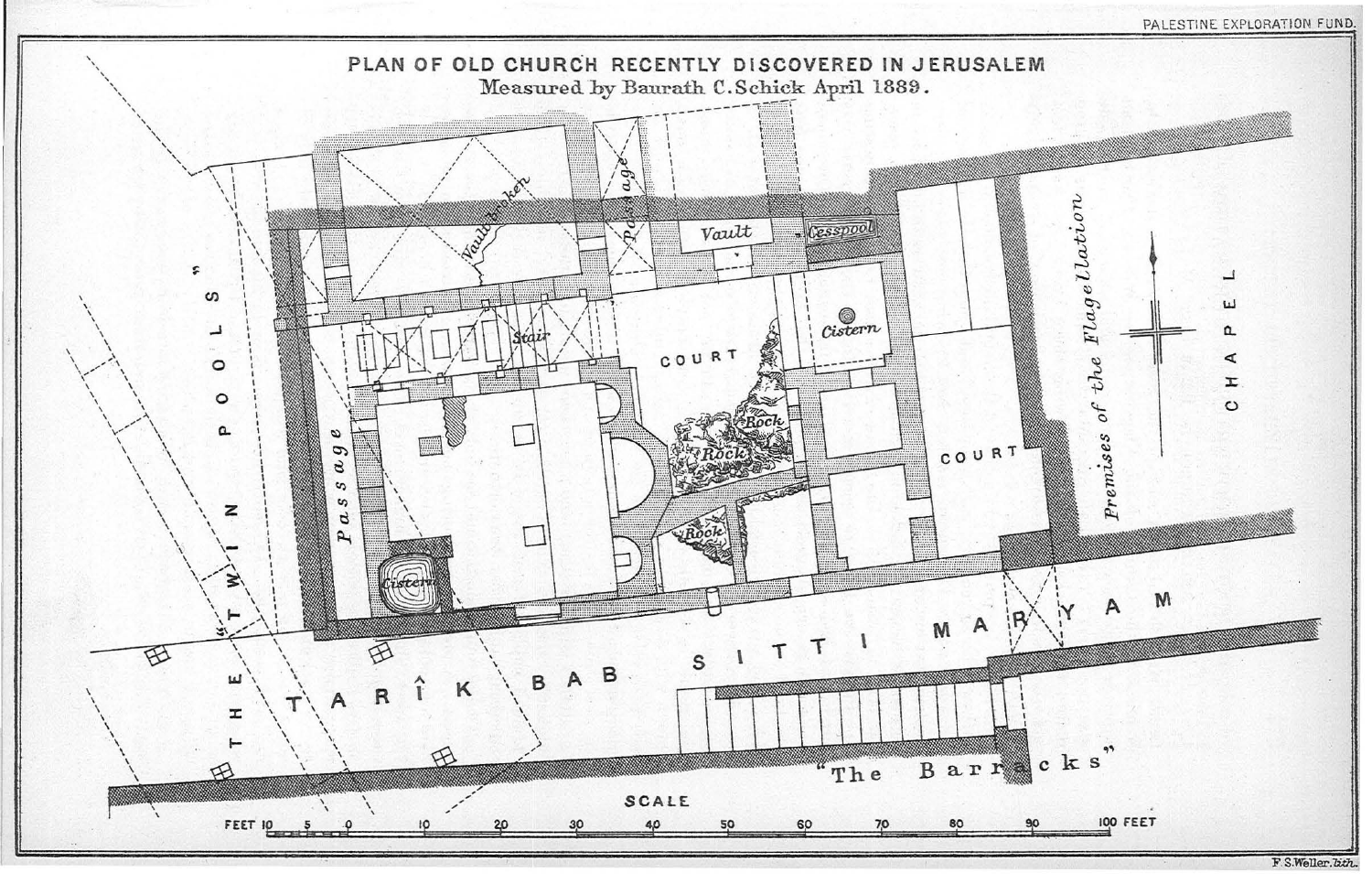PALESTINE EXPLORATION FUND.

# PLAN OF OLD CHURCH RECENTLY DISCOVERED IN JERUSALEM

Measured by Baurath C. Schick April 1889.

Vault broken

Passage

Vault

Cesspool

Stair

COURT

Cistern

Rock

Rock

Rock

COURT

Premises of the Flagellation

CHAPEL

Passage

Cistern

"THE TWIN POOLS"

TARÎK BAB SITTI MARYAM

"The Barracks"

SCALE

FEET 10 5 0 10 20 30 40 50 60 70 80 90 100 FEET

F. S. Weller, lith.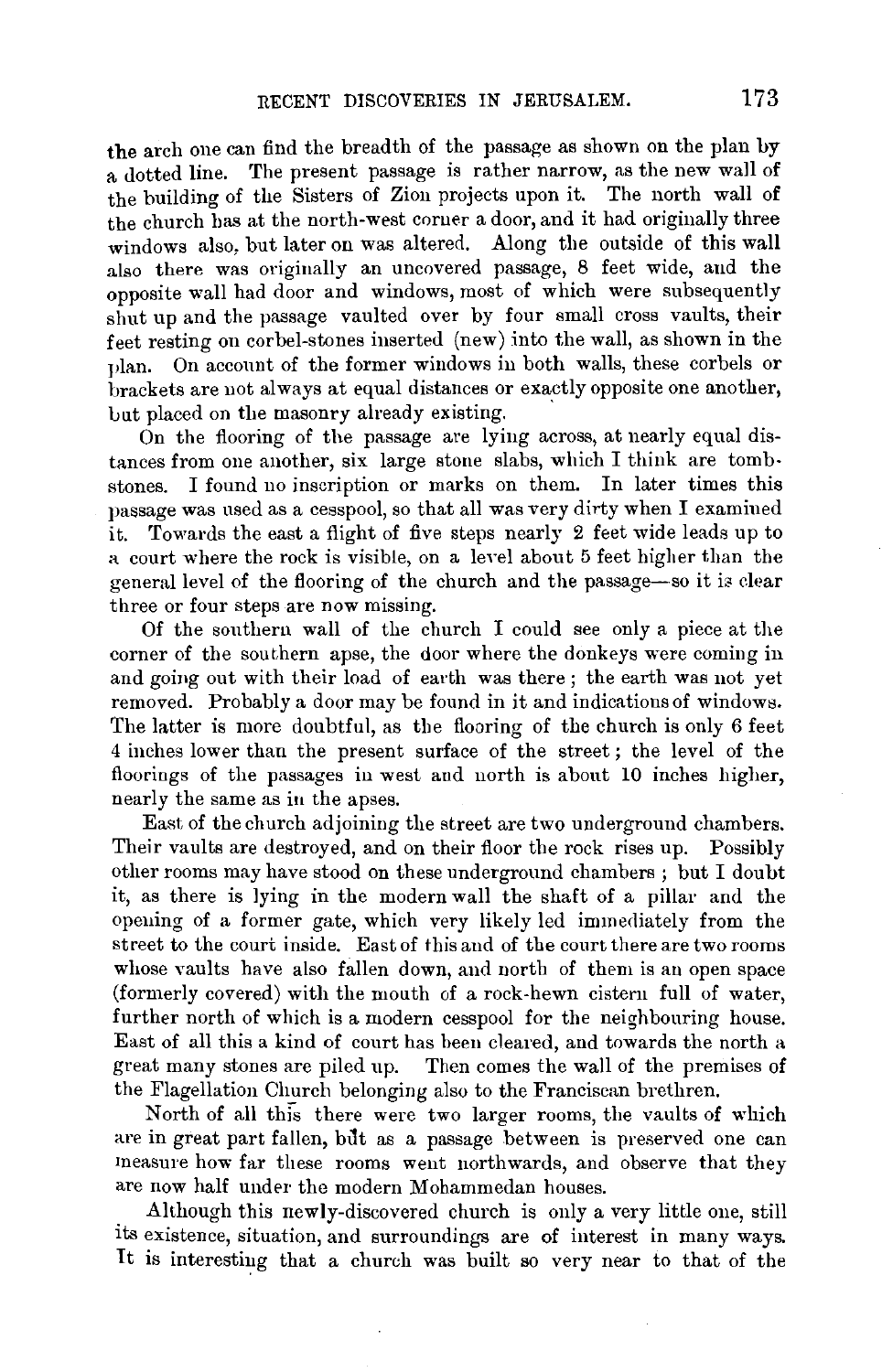the arch one can find the breadth of the passage as shown on the plan by a dotted line. The present passage is rather narrow, as the new wall of the building of the Sisters of Zion projects upon it. The north wall of the church has at the north-west corner a door, and it had originally three windows also, but later on was altered. Along the outside of this wall also there was originally an uncovered passage, 8 feet wide, and the opposite wall had door and windows, most of which were subsequently shut up and the passage vaulted over by four small cross vaults, their feet resting on corbel-stones inserted (new) into the wall, as shown in the plan. On account of the former windows in both walls, these corbels or brackets are not always at equal distances or exactly opposite one another, but placed on the masonry already existing.

On the flooring of the passage are lying across, at nearly equal distances from one another, six large stone slabs, which I think are tombstones. I found no inscription or marks on them. In later times this passage was used as a cesspool, so that all was very dirty when I examined it. Towards the east a flight of five steps nearly 2 feet wide leads up to a court where the rock is visible, on a level about 5 feet higher than the general level of the flooring of the church and the passage—so it is clear three or four steps are now missing.

Of the southern wall of the church I could see only a piece at the corner of the southern apse, the door where the donkeys were coming in and going out with their load of earth was there; the earth was not yet removed. Probably a door may be found in it and indications of windows. The latter is more doubtful, as the flooring of the church is only 6 feet 4 inches lower than the present surface of the street; the level of the floorings of the passages in west and north is about 10 inches higher, nearly the same as in the apses.

East of the church adjoining the street are two underground chambers. Their vaults are destroyed, and on their floor the rock rises up. Possibly other rooms may have stood on these underground chambers; but I doubt it, as there is lying in the modern wall the shaft of a pillar and the opening of a former gate, which very likely led immediately from the street to the court inside. East of this and of the court there are two rooms whose vaults have also fallen down, and north of them is an open space (formerly covered) with the mouth of a rock-hewn cistern full of water, further north of which is a modern cesspool for the neighbouring house. East of all this a kind of court has been cleared, and towards the north a great many stones are piled up. Then comes the wall of the premises of the Flagellation Church belonging also to the Franciscan brethren.

North of all this there were two larger rooms, the vaults of which are in great part fallen, but as a passage between is preserved one can measure how far these rooms went northwards, and observe that they are now half under the modern Mohammedan houses.

Although this newly-discovered church is only a very little one, still its existence, situation, and surroundings are of interest in many ways. It is interesting that a church was built so very near to that of the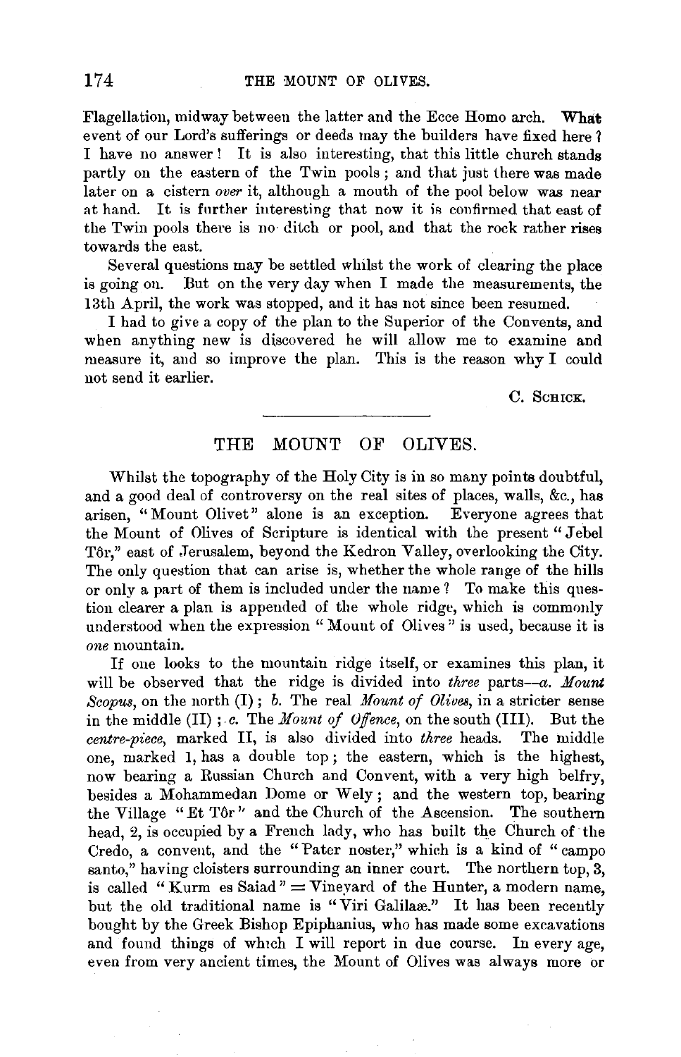Flagellation, midway between the latter and the Ecce Homo arch. **What** event of our Lord's sufferings or deeds may the builders have fixed here? I have no answer! It is also interesting, that this little church stands partly on the eastern of the Twin pools; and that just there was made later on a cistern *over* it, although a mouth of the pool below was near at hand. It is further interesting that now it is confirmed that east of the Twin pools there is no ditch or pool, and that the rock rather rises towards the east.

Several questions may be settled whilst the work of clearing the place is going on. But on the very day when I made the measurements, the 13th April, the work was stopped, and it has not since been resumed.

I had to give a copy of the plan to the Superior of the Convents, and when anything new is discovered he will allow me to examine and measure it, and so improve the plan. This is the reason why I could not send it earlier.

C. Schick.

---

## THE MOUNT OF OLIVES.

Whilst the topography of the Holy City is in so many points doubtful, and a good deal of controversy on the real sites of places, walls, &c., has arisen, "Mount Olivet" alone is an exception. Everyone agrees that the Mount of Olives of Scripture is identical with the present "Jebel Tôr," east of Jerusalem, beyond the Kedron Valley, overlooking the City. The only question that can arise is, whether the whole range of the hills or only a part of them is included under the name? To make this question clearer a plan is appended of the whole ridge, which is commonly understood when the expression "Mount of Olives" is used, because it is *one* mountain.

If one looks to the mountain ridge itself, or examines this plan, it will be observed that the ridge is divided into *three* parts—*a. Mount Scopus*, on the north (I); *b.* The real *Mount of Olives*, in a stricter sense in the middle (II); *c.* The *Mount of Offence*, on the south (III). But the *centre-piece*, marked II, is also divided into *three* heads. The middle one, marked 1, has a double top; the eastern, which is the highest, now bearing a Russian Church and Convent, with a very high belfry, besides a Mohammedan Dome or Wely; and the western top, bearing the Village "Et Tôr" and the Church of the Ascension. The southern head, 2, is occupied by a French lady, who has built the Church of the Credo, a convent, and the "Pater noster," which is a kind of "campo santo," having cloisters surrounding an inner court. The northern top, 3, is called "Kurm es Saiad" = Vineyard of the Hunter, a modern name, but the old traditional name is "Viri Galilaæ." It has been recently bought by the Greek Bishop Epiphanius, who has made some excavations and found things of which I will report in due course. In every age, even from very ancient times, the Mount of Olives was always more or